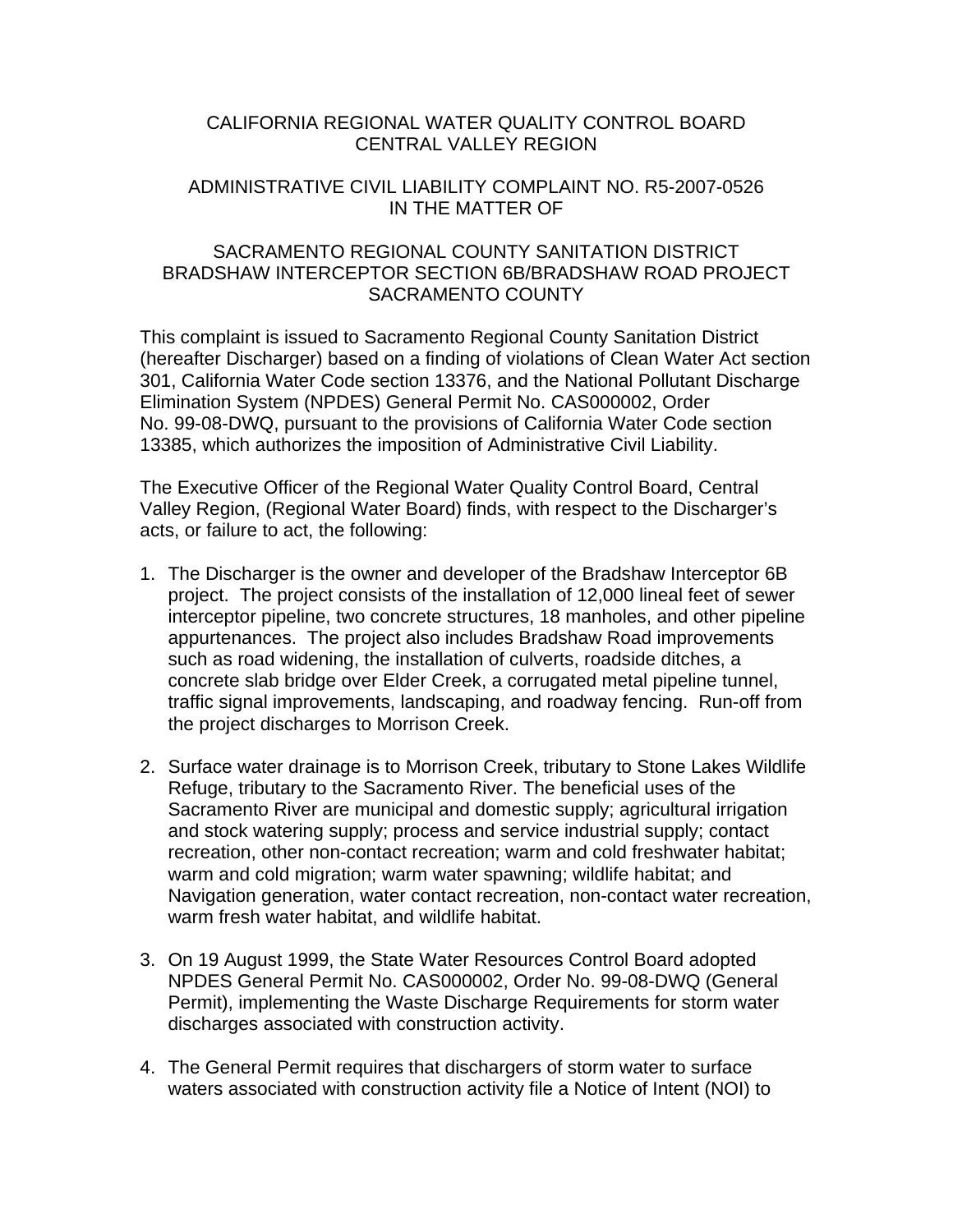# CALIFORNIA REGIONAL WATER QUALITY CONTROL BOARD
# CENTRAL VALLEY REGION

## ADMINISTRATIVE CIVIL LIABILITY COMPLAINT NO. R5-2007-0526
## IN THE MATTER OF

## SACRAMENTO REGIONAL COUNTY SANITATION DISTRICT
## BRADSHAW INTERCEPTOR SECTION 6B/BRADSHAW ROAD PROJECT
## SACRAMENTO COUNTY

This complaint is issued to Sacramento Regional County Sanitation District (hereafter Discharger) based on a finding of violations of Clean Water Act section 301, California Water Code section 13376, and the National Pollutant Discharge Elimination System (NPDES) General Permit No. CAS000002, Order No. 99-08-DWQ, pursuant to the provisions of California Water Code section 13385, which authorizes the imposition of Administrative Civil Liability.

The Executive Officer of the Regional Water Quality Control Board, Central Valley Region, (Regional Water Board) finds, with respect to the Discharger's acts, or failure to act, the following:

1. The Discharger is the owner and developer of the Bradshaw Interceptor 6B project. The project consists of the installation of 12,000 lineal feet of sewer interceptor pipeline, two concrete structures, 18 manholes, and other pipeline appurtenances. The project also includes Bradshaw Road improvements such as road widening, the installation of culverts, roadside ditches, a concrete slab bridge over Elder Creek, a corrugated metal pipeline tunnel, traffic signal improvements, landscaping, and roadway fencing. Run-off from the project discharges to Morrison Creek.

2. Surface water drainage is to Morrison Creek, tributary to Stone Lakes Wildlife Refuge, tributary to the Sacramento River. The beneficial uses of the Sacramento River are municipal and domestic supply; agricultural irrigation and stock watering supply; process and service industrial supply; contact recreation, other non-contact recreation; warm and cold freshwater habitat; warm and cold migration; warm water spawning; wildlife habitat; and Navigation generation, water contact recreation, non-contact water recreation, warm fresh water habitat, and wildlife habitat.

3. On 19 August 1999, the State Water Resources Control Board adopted NPDES General Permit No. CAS000002, Order No. 99-08-DWQ (General Permit), implementing the Waste Discharge Requirements for storm water discharges associated with construction activity.

4. The General Permit requires that dischargers of storm water to surface waters associated with construction activity file a Notice of Intent (NOI) to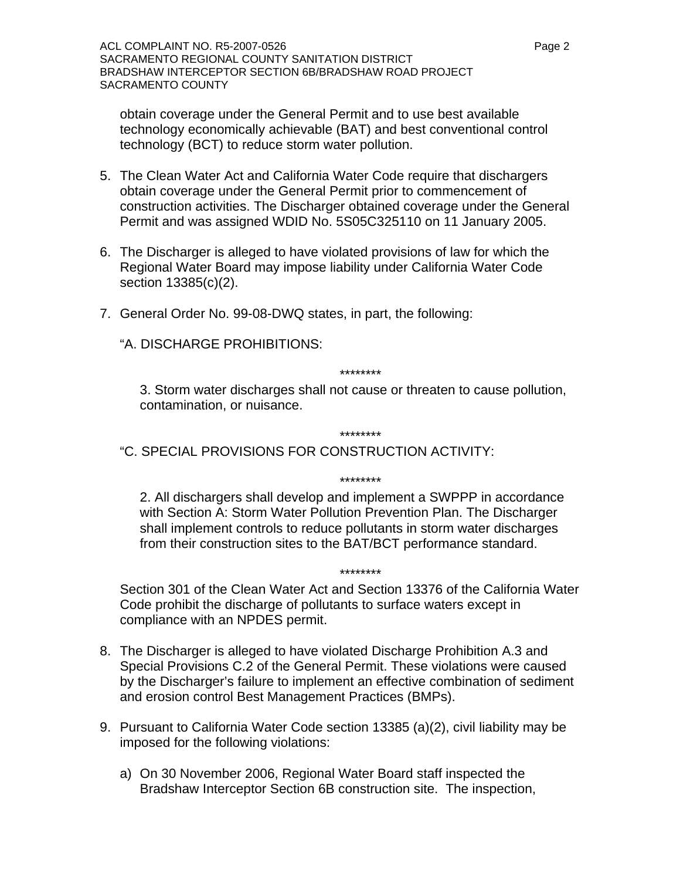obtain coverage under the General Permit and to use best available technology economically achievable (BAT) and best conventional control technology (BCT) to reduce storm water pollution.

5. The Clean Water Act and California Water Code require that dischargers obtain coverage under the General Permit prior to commencement of construction activities. The Discharger obtained coverage under the General Permit and was assigned WDID No. 5S05C325110 on 11 January 2005.

6. The Discharger is alleged to have violated provisions of law for which the Regional Water Board may impose liability under California Water Code section 13385(c)(2).

7. General Order No. 99-08-DWQ states, in part, the following:

   "A. DISCHARGE PROHIBITIONS:

   ********

   3. Storm water discharges shall not cause or threaten to cause pollution, contamination, or nuisance.

   ********

   "C. SPECIAL PROVISIONS FOR CONSTRUCTION ACTIVITY:

   ********

   2. All dischargers shall develop and implement a SWPPP in accordance with Section A: Storm Water Pollution Prevention Plan. The Discharger shall implement controls to reduce pollutants in storm water discharges from their construction sites to the BAT/BCT performance standard.

   ********

   Section 301 of the Clean Water Act and Section 13376 of the California Water Code prohibit the discharge of pollutants to surface waters except in compliance with an NPDES permit.

8. The Discharger is alleged to have violated Discharge Prohibition A.3 and Special Provisions C.2 of the General Permit. These violations were caused by the Discharger's failure to implement an effective combination of sediment and erosion control Best Management Practices (BMPs).

9. Pursuant to California Water Code section 13385 (a)(2), civil liability may be imposed for the following violations:

   a) On 30 November 2006, Regional Water Board staff inspected the Bradshaw Interceptor Section 6B construction site. The inspection,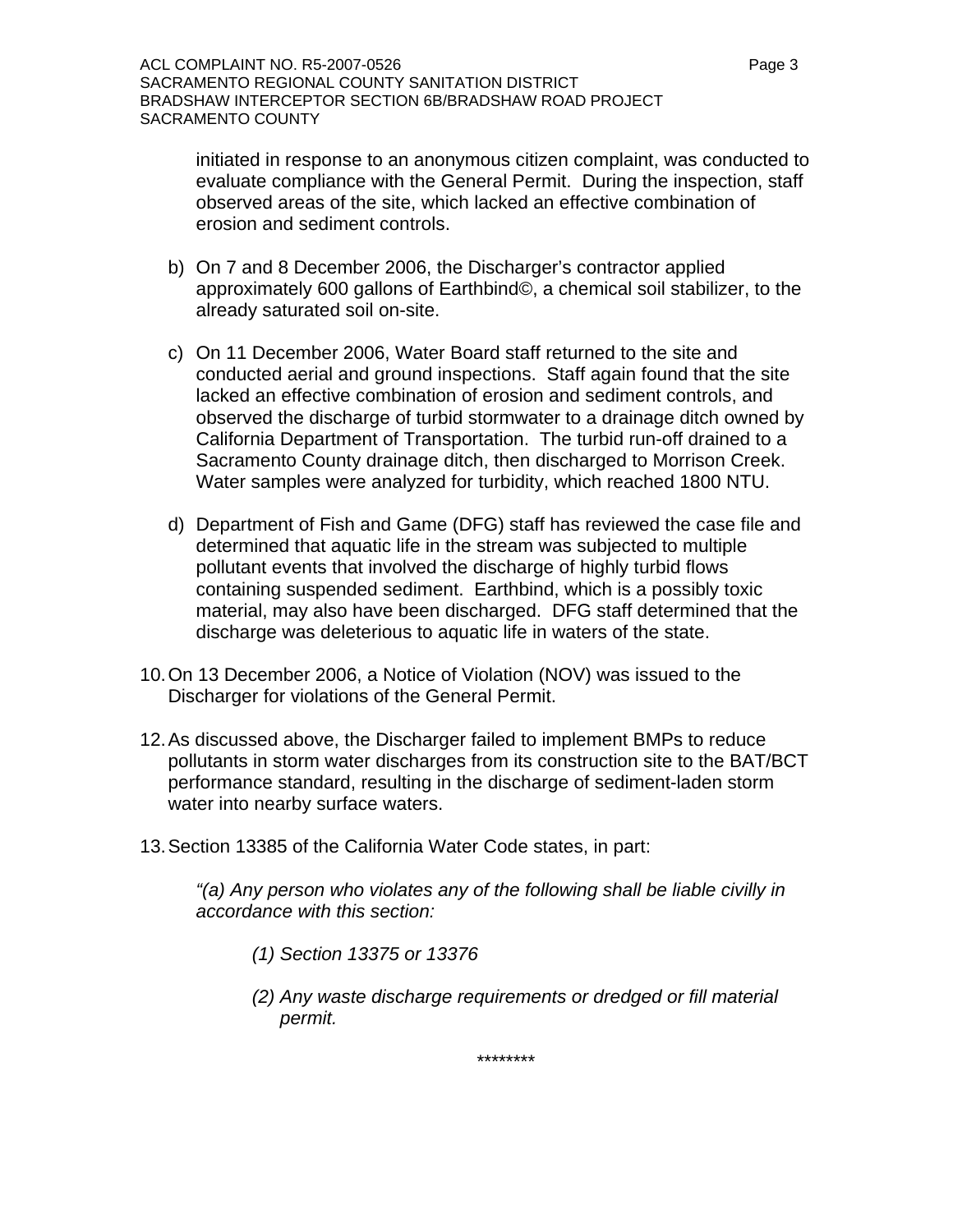initiated in response to an anonymous citizen complaint, was conducted to evaluate compliance with the General Permit. During the inspection, staff observed areas of the site, which lacked an effective combination of erosion and sediment controls.

b) On 7 and 8 December 2006, the Discharger's contractor applied approximately 600 gallons of Earthbind©, a chemical soil stabilizer, to the already saturated soil on-site.

c) On 11 December 2006, Water Board staff returned to the site and conducted aerial and ground inspections. Staff again found that the site lacked an effective combination of erosion and sediment controls, and observed the discharge of turbid stormwater to a drainage ditch owned by California Department of Transportation. The turbid run-off drained to a Sacramento County drainage ditch, then discharged to Morrison Creek. Water samples were analyzed for turbidity, which reached 1800 NTU.

d) Department of Fish and Game (DFG) staff has reviewed the case file and determined that aquatic life in the stream was subjected to multiple pollutant events that involved the discharge of highly turbid flows containing suspended sediment. Earthbind, which is a possibly toxic material, may also have been discharged. DFG staff determined that the discharge was deleterious to aquatic life in waters of the state.

10. On 13 December 2006, a Notice of Violation (NOV) was issued to the Discharger for violations of the General Permit.

12. As discussed above, the Discharger failed to implement BMPs to reduce pollutants in storm water discharges from its construction site to the BAT/BCT performance standard, resulting in the discharge of sediment-laden storm water into nearby surface waters.

13. Section 13385 of the California Water Code states, in part:

*"(a) Any person who violates any of the following shall be liable civilly in accordance with this section:*

*(1) Section 13375 or 13376*

*(2) Any waste discharge requirements or dredged or fill material permit.*

********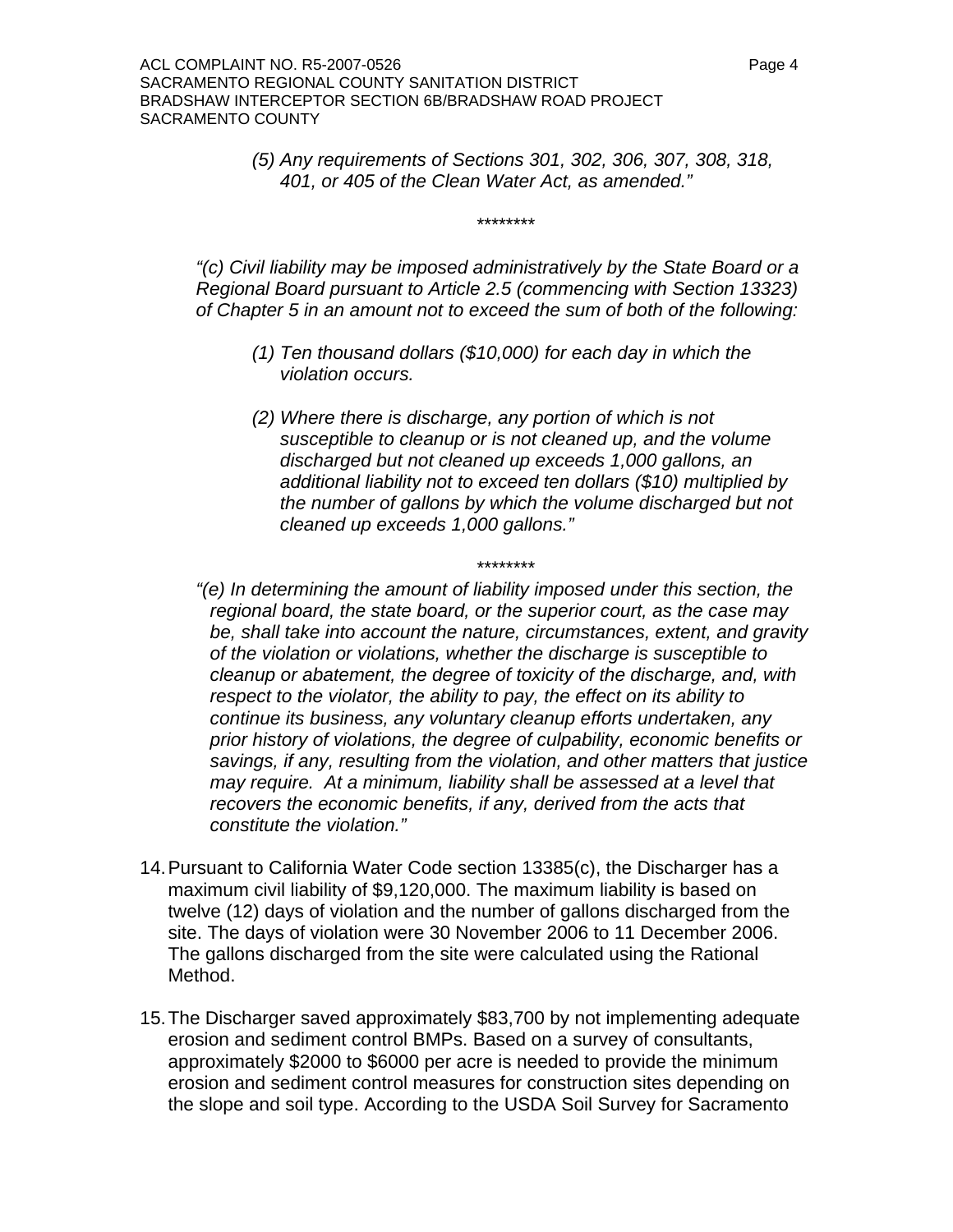*(5) Any requirements of Sections 301, 302, 306, 307, 308, 318, 401, or 405 of the Clean Water Act, as amended."*

********

*"(c) Civil liability may be imposed administratively by the State Board or a Regional Board pursuant to Article 2.5 (commencing with Section 13323) of Chapter 5 in an amount not to exceed the sum of both of the following:*

*(1) Ten thousand dollars ($10,000) for each day in which the violation occurs.*

*(2) Where there is discharge, any portion of which is not susceptible to cleanup or is not cleaned up, and the volume discharged but not cleaned up exceeds 1,000 gallons, an additional liability not to exceed ten dollars ($10) multiplied by the number of gallons by which the volume discharged but not cleaned up exceeds 1,000 gallons."*

********

*"(e) In determining the amount of liability imposed under this section, the regional board, the state board, or the superior court, as the case may be, shall take into account the nature, circumstances, extent, and gravity of the violation or violations, whether the discharge is susceptible to cleanup or abatement, the degree of toxicity of the discharge, and, with respect to the violator, the ability to pay, the effect on its ability to continue its business, any voluntary cleanup efforts undertaken, any prior history of violations, the degree of culpability, economic benefits or savings, if any, resulting from the violation, and other matters that justice may require. At a minimum, liability shall be assessed at a level that recovers the economic benefits, if any, derived from the acts that constitute the violation."*

14. Pursuant to California Water Code section 13385(c), the Discharger has a maximum civil liability of $9,120,000. The maximum liability is based on twelve (12) days of violation and the number of gallons discharged from the site. The days of violation were 30 November 2006 to 11 December 2006. The gallons discharged from the site were calculated using the Rational Method.

15. The Discharger saved approximately $83,700 by not implementing adequate erosion and sediment control BMPs. Based on a survey of consultants, approximately $2000 to $6000 per acre is needed to provide the minimum erosion and sediment control measures for construction sites depending on the slope and soil type. According to the USDA Soil Survey for Sacramento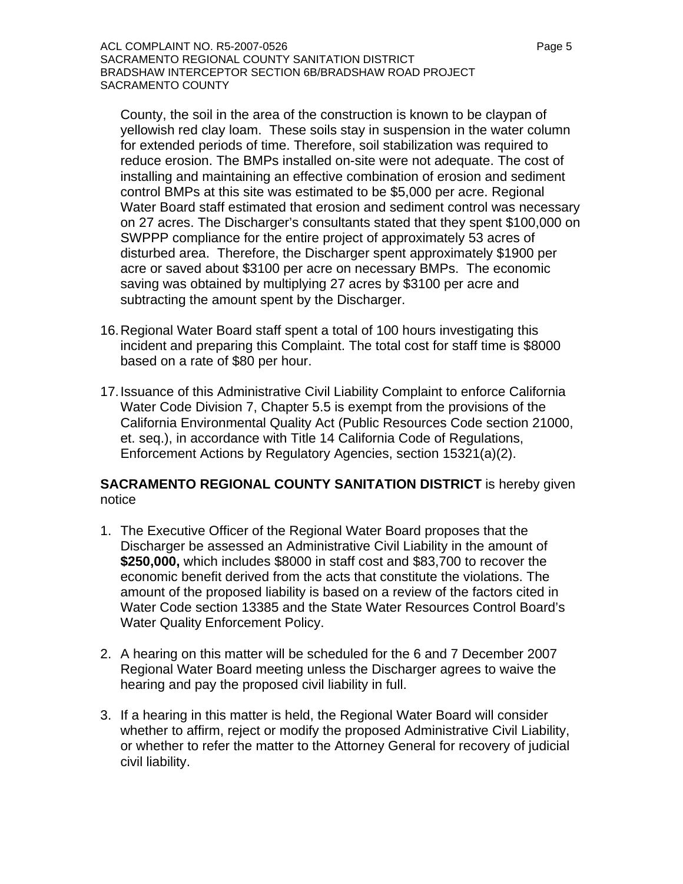County, the soil in the area of the construction is known to be claypan of yellowish red clay loam. These soils stay in suspension in the water column for extended periods of time. Therefore, soil stabilization was required to reduce erosion. The BMPs installed on-site were not adequate. The cost of installing and maintaining an effective combination of erosion and sediment control BMPs at this site was estimated to be \$5,000 per acre. Regional Water Board staff estimated that erosion and sediment control was necessary on 27 acres. The Discharger's consultants stated that they spent \$100,000 on SWPPP compliance for the entire project of approximately 53 acres of disturbed area. Therefore, the Discharger spent approximately \$1900 per acre or saved about \$3100 per acre on necessary BMPs. The economic saving was obtained by multiplying 27 acres by \$3100 per acre and subtracting the amount spent by the Discharger.

16. Regional Water Board staff spent a total of 100 hours investigating this incident and preparing this Complaint. The total cost for staff time is \$8000 based on a rate of \$80 per hour.

17. Issuance of this Administrative Civil Liability Complaint to enforce California Water Code Division 7, Chapter 5.5 is exempt from the provisions of the California Environmental Quality Act (Public Resources Code section 21000, et. seq.), in accordance with Title 14 California Code of Regulations, Enforcement Actions by Regulatory Agencies, section 15321(a)(2).

**SACRAMENTO REGIONAL COUNTY SANITATION DISTRICT** is hereby given notice

1. The Executive Officer of the Regional Water Board proposes that the Discharger be assessed an Administrative Civil Liability in the amount of **\$250,000,** which includes \$8000 in staff cost and \$83,700 to recover the economic benefit derived from the acts that constitute the violations. The amount of the proposed liability is based on a review of the factors cited in Water Code section 13385 and the State Water Resources Control Board's Water Quality Enforcement Policy.

2. A hearing on this matter will be scheduled for the 6 and 7 December 2007 Regional Water Board meeting unless the Discharger agrees to waive the hearing and pay the proposed civil liability in full.

3. If a hearing in this matter is held, the Regional Water Board will consider whether to affirm, reject or modify the proposed Administrative Civil Liability, or whether to refer the matter to the Attorney General for recovery of judicial civil liability.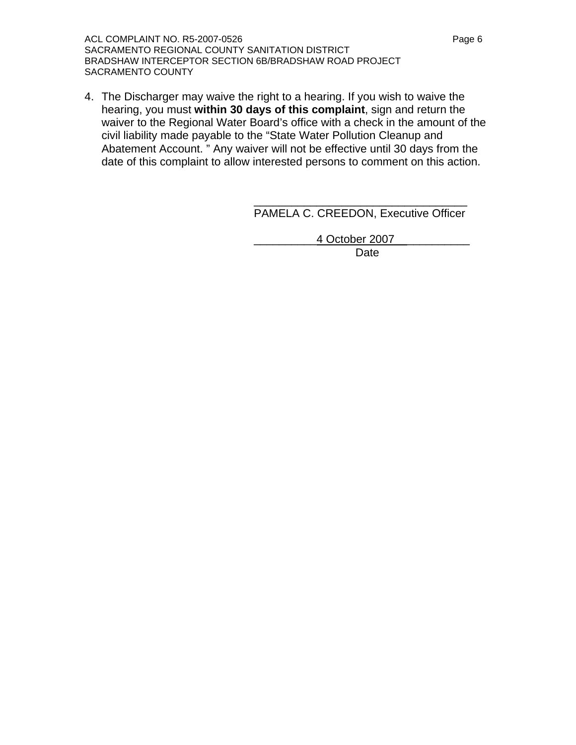4. The Discharger may waive the right to a hearing. If you wish to waive the hearing, you must **within 30 days of this complaint**, sign and return the waiver to the Regional Water Board's office with a check in the amount of the civil liability made payable to the "State Water Pollution Cleanup and Abatement Account. " Any waiver will not be effective until 30 days from the date of this complaint to allow interested persons to comment on this action.

\_\_\_\_\_\_\_\_\_\_\_\_\_\_\_\_\_\_\_\_\_\_\_\_\_\_\_\_\_\_\_\_\_\_\_\_

PAMELA C. CREEDON, Executive Officer

4 October 2007

Date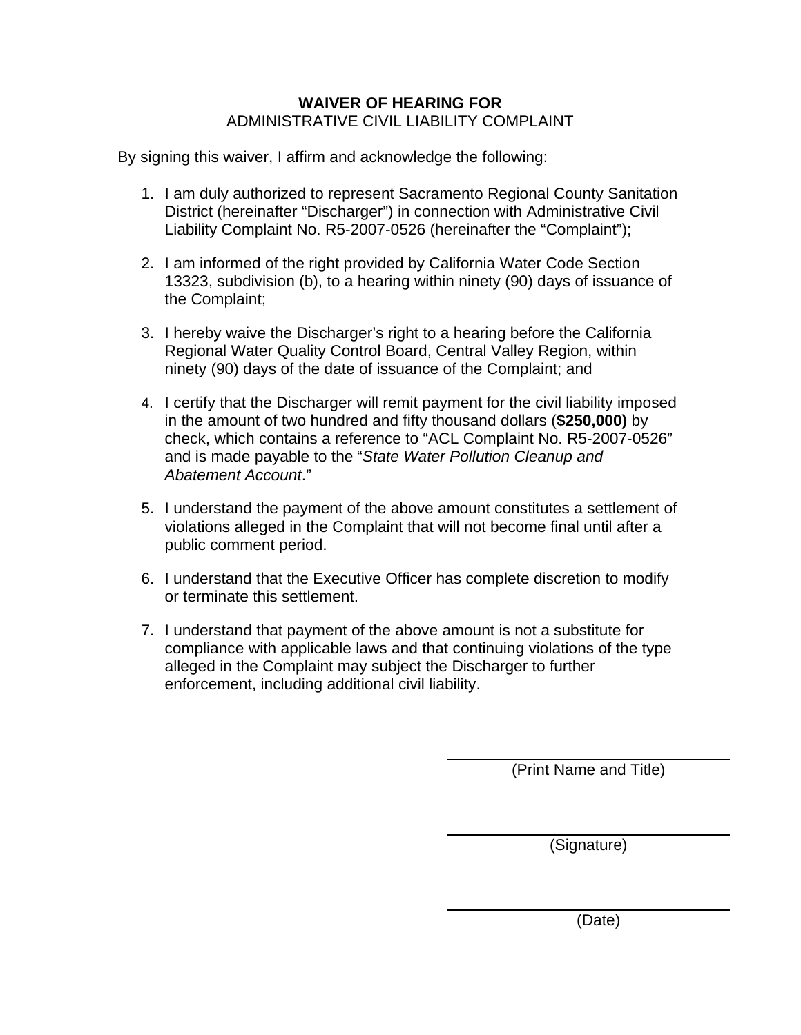**WAIVER OF HEARING FOR**
ADMINISTRATIVE CIVIL LIABILITY COMPLAINT

By signing this waiver, I affirm and acknowledge the following:

1. I am duly authorized to represent Sacramento Regional County Sanitation District (hereinafter "Discharger") in connection with Administrative Civil Liability Complaint No. R5-2007-0526 (hereinafter the "Complaint");

2. I am informed of the right provided by California Water Code Section 13323, subdivision (b), to a hearing within ninety (90) days of issuance of the Complaint;

3. I hereby waive the Discharger's right to a hearing before the California Regional Water Quality Control Board, Central Valley Region, within ninety (90) days of the date of issuance of the Complaint; and

4. I certify that the Discharger will remit payment for the civil liability imposed in the amount of two hundred and fifty thousand dollars (**$250,000)** by check, which contains a reference to "ACL Complaint No. R5-2007-0526" and is made payable to the "*State Water Pollution Cleanup and Abatement Account*."

5. I understand the payment of the above amount constitutes a settlement of violations alleged in the Complaint that will not become final until after a public comment period.

6. I understand that the Executive Officer has complete discretion to modify or terminate this settlement.

7. I understand that payment of the above amount is not a substitute for compliance with applicable laws and that continuing violations of the type alleged in the Complaint may subject the Discharger to further enforcement, including additional civil liability.

______________________________
(Print Name and Title)

______________________________
(Signature)

______________________________
(Date)